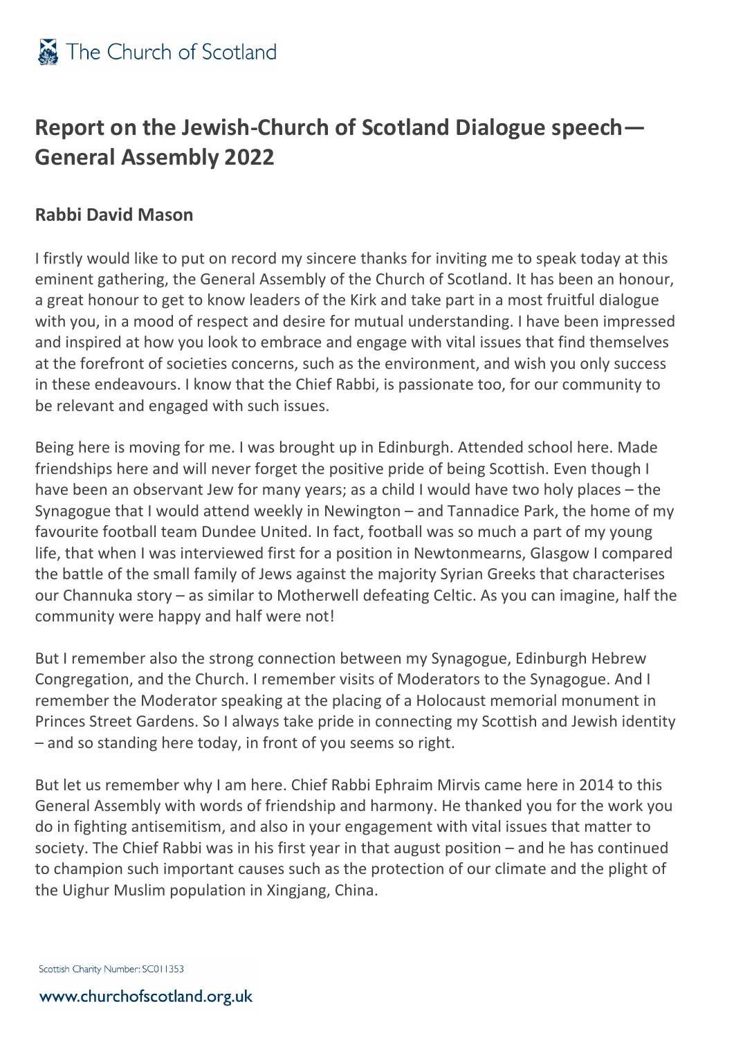# Report on the Jewish-Church of Scotland Dialogue speech—General Assembly 2022

## Rabbi David Mason

I firstly would like to put on record my sincere thanks for inviting me to speak today at this eminent gathering, the General Assembly of the Church of Scotland. It has been an honour, a great honour to get to know leaders of the Kirk and take part in a most fruitful dialogue with you, in a mood of respect and desire for mutual understanding. I have been impressed and inspired at how you look to embrace and engage with vital issues that find themselves at the forefront of societies concerns, such as the environment, and wish you only success in these endeavours. I know that the Chief Rabbi, is passionate too, for our community to be relevant and engaged with such issues.

Being here is moving for me. I was brought up in Edinburgh. Attended school here. Made friendships here and will never forget the positive pride of being Scottish. Even though I have been an observant Jew for many years; as a child I would have two holy places – the Synagogue that I would attend weekly in Newington – and Tannadice Park, the home of my favourite football team Dundee United. In fact, football was so much a part of my young life, that when I was interviewed first for a position in Newtonmearns, Glasgow I compared the battle of the small family of Jews against the majority Syrian Greeks that characterises our Channuka story – as similar to Motherwell defeating Celtic. As you can imagine, half the community were happy and half were not!

But I remember also the strong connection between my Synagogue, Edinburgh Hebrew Congregation, and the Church. I remember visits of Moderators to the Synagogue. And I remember the Moderator speaking at the placing of a Holocaust memorial monument in Princes Street Gardens. So I always take pride in connecting my Scottish and Jewish identity – and so standing here today, in front of you seems so right.

But let us remember why I am here. Chief Rabbi Ephraim Mirvis came here in 2014 to this General Assembly with words of friendship and harmony. He thanked you for the work you do in fighting antisemitism, and also in your engagement with vital issues that matter to society. The Chief Rabbi was in his first year in that august position – and he has continued to champion such important causes such as the protection of our climate and the plight of the Uighur Muslim population in Xingjang, China.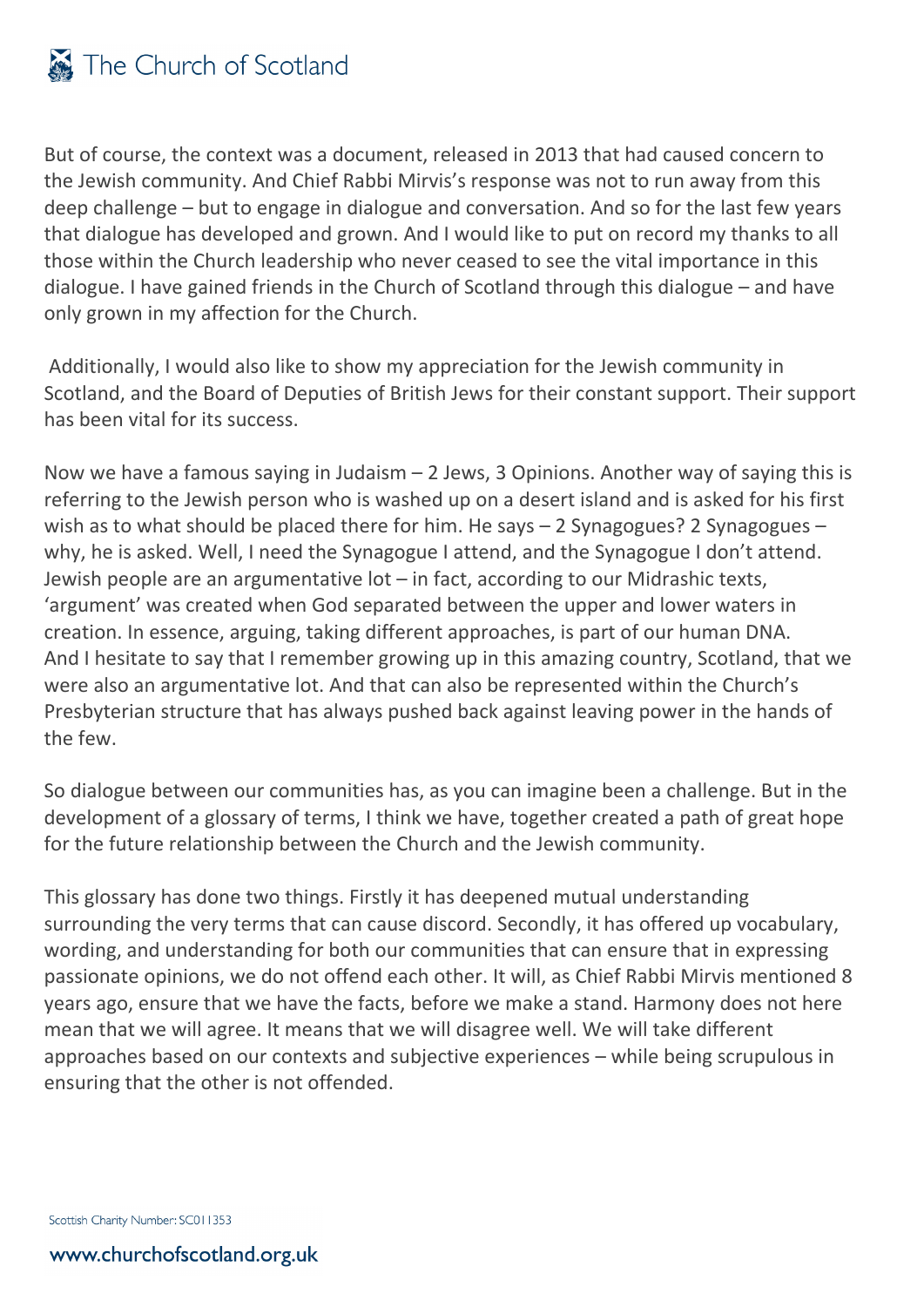But of course, the context was a document, released in 2013 that had caused concern to the Jewish community. And Chief Rabbi Mirvis's response was not to run away from this deep challenge – but to engage in dialogue and conversation. And so for the last few years that dialogue has developed and grown. And I would like to put on record my thanks to all those within the Church leadership who never ceased to see the vital importance in this dialogue. I have gained friends in the Church of Scotland through this dialogue – and have only grown in my affection for the Church.

Additionally, I would also like to show my appreciation for the Jewish community in Scotland, and the Board of Deputies of British Jews for their constant support. Their support has been vital for its success.

Now we have a famous saying in Judaism – 2 Jews, 3 Opinions. Another way of saying this is referring to the Jewish person who is washed up on a desert island and is asked for his first wish as to what should be placed there for him. He says – 2 Synagogues? 2 Synagogues – why, he is asked. Well, I need the Synagogue I attend, and the Synagogue I don't attend. Jewish people are an argumentative lot – in fact, according to our Midrashic texts, 'argument' was created when God separated between the upper and lower waters in creation. In essence, arguing, taking different approaches, is part of our human DNA. And I hesitate to say that I remember growing up in this amazing country, Scotland, that we were also an argumentative lot. And that can also be represented within the Church's Presbyterian structure that has always pushed back against leaving power in the hands of the few.

So dialogue between our communities has, as you can imagine been a challenge. But in the development of a glossary of terms, I think we have, together created a path of great hope for the future relationship between the Church and the Jewish community.

This glossary has done two things. Firstly it has deepened mutual understanding surrounding the very terms that can cause discord. Secondly, it has offered up vocabulary, wording, and understanding for both our communities that can ensure that in expressing passionate opinions, we do not offend each other. It will, as Chief Rabbi Mirvis mentioned 8 years ago, ensure that we have the facts, before we make a stand. Harmony does not here mean that we will agree. It means that we will disagree well. We will take different approaches based on our contexts and subjective experiences – while being scrupulous in ensuring that the other is not offended.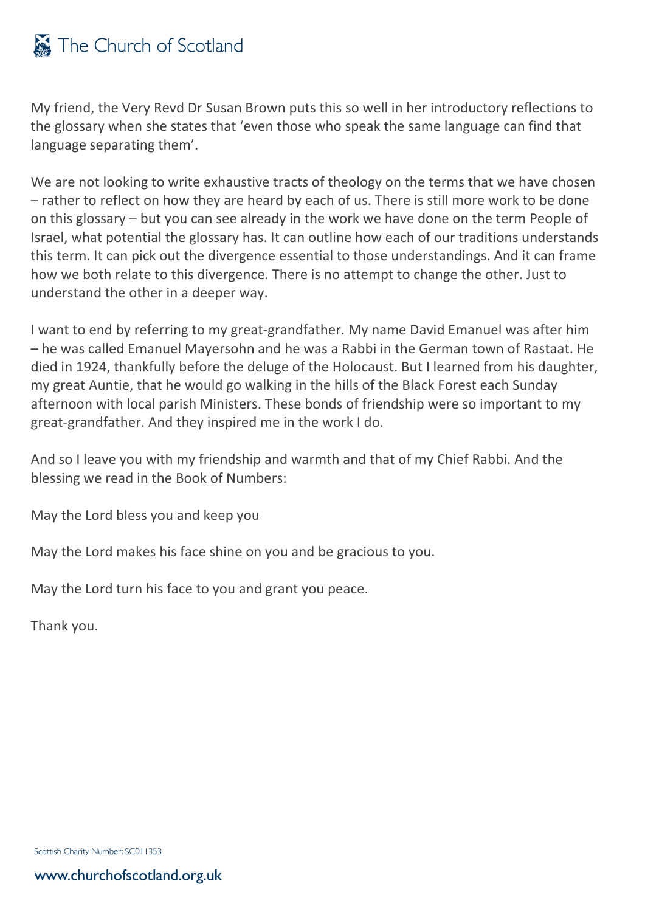My friend, the Very Revd Dr Susan Brown puts this so well in her introductory reflections to the glossary when she states that 'even those who speak the same language can find that language separating them'.

We are not looking to write exhaustive tracts of theology on the terms that we have chosen – rather to reflect on how they are heard by each of us. There is still more work to be done on this glossary – but you can see already in the work we have done on the term People of Israel, what potential the glossary has. It can outline how each of our traditions understands this term. It can pick out the divergence essential to those understandings. And it can frame how we both relate to this divergence. There is no attempt to change the other. Just to understand the other in a deeper way.

I want to end by referring to my great-grandfather. My name David Emanuel was after him – he was called Emanuel Mayersohn and he was a Rabbi in the German town of Rastaat. He died in 1924, thankfully before the deluge of the Holocaust. But I learned from his daughter, my great Auntie, that he would go walking in the hills of the Black Forest each Sunday afternoon with local parish Ministers. These bonds of friendship were so important to my great-grandfather. And they inspired me in the work I do.

And so I leave you with my friendship and warmth and that of my Chief Rabbi. And the blessing we read in the Book of Numbers:

May the Lord bless you and keep you

May the Lord makes his face shine on you and be gracious to you.

May the Lord turn his face to you and grant you peace.

Thank you.